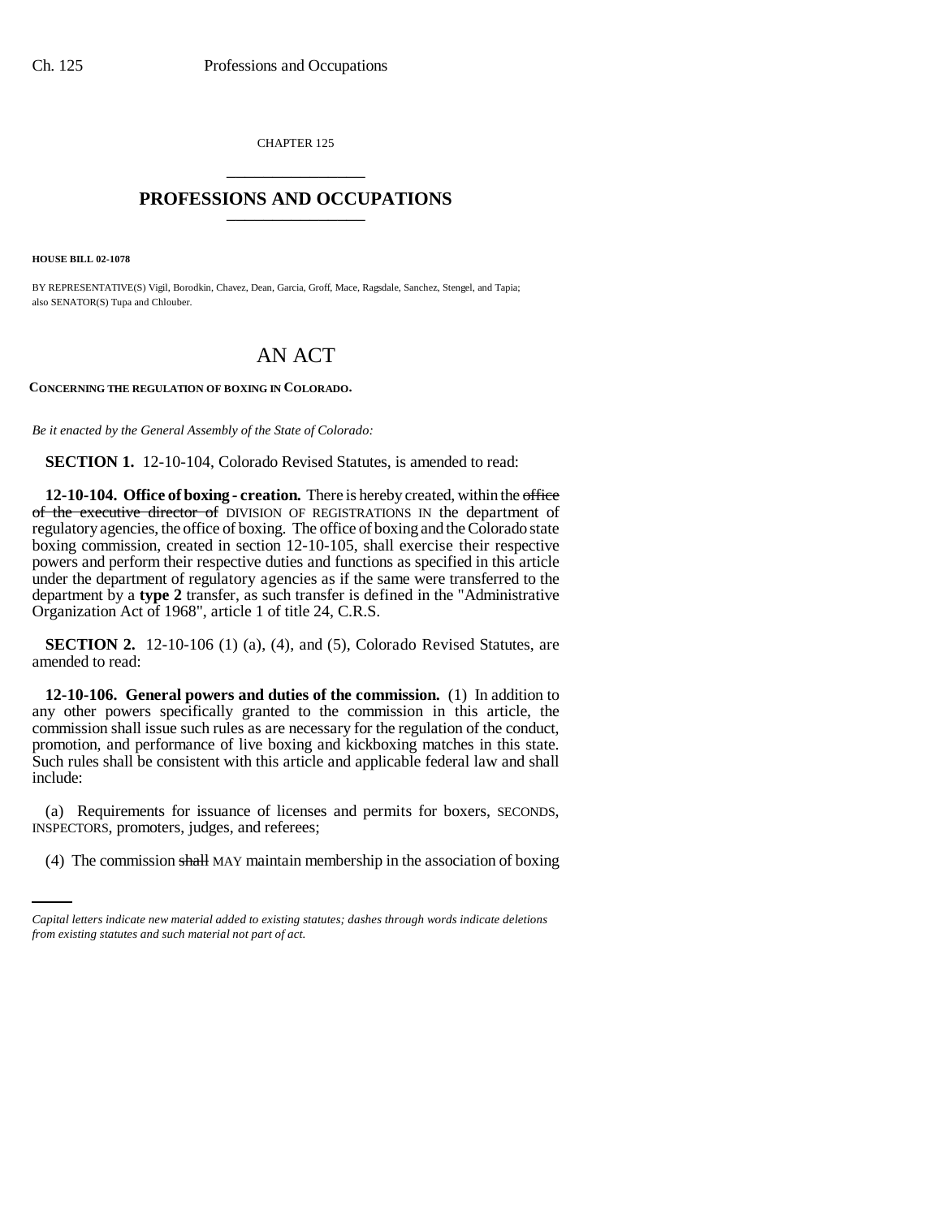CHAPTER 125

# PROFESSIONS AND OCCUPATIONS

**HOUSE BILL 02-1078**

BY REPRESENTATIVE(S) Vigil, Borodkin, Chavez, Dean, Garcia, Groff, Mace, Ragsdale, Sanchez, Stengel, and Tapia;
also SENATOR(S) Tupa and Chlouber.

## AN ACT

**CONCERNING THE REGULATION OF BOXING IN COLORADO.**

*Be it enacted by the General Assembly of the State of Colorado:*

**SECTION 1.** 12-10-104, Colorado Revised Statutes, is amended to read:

**12-10-104. Office of boxing - creation.** There is hereby created, within the ~~office of the executive director of~~ DIVISION OF REGISTRATIONS IN the department of regulatory agencies, the office of boxing. The office of boxing and the Colorado state boxing commission, created in section 12-10-105, shall exercise their respective powers and perform their respective duties and functions as specified in this article under the department of regulatory agencies as if the same were transferred to the department by a **type 2** transfer, as such transfer is defined in the "Administrative Organization Act of 1968", article 1 of title 24, C.R.S.

**SECTION 2.** 12-10-106 (1) (a), (4), and (5), Colorado Revised Statutes, are amended to read:

**12-10-106. General powers and duties of the commission.** (1) In addition to any other powers specifically granted to the commission in this article, the commission shall issue such rules as are necessary for the regulation of the conduct, promotion, and performance of live boxing and kickboxing matches in this state. Such rules shall be consistent with this article and applicable federal law and shall include:

(a) Requirements for issuance of licenses and permits for boxers, SECONDS, INSPECTORS, promoters, judges, and referees;

(4) The commission ~~shall~~ MAY maintain membership in the association of boxing

*Capital letters indicate new material added to existing statutes; dashes through words indicate deletions from existing statutes and such material not part of act.*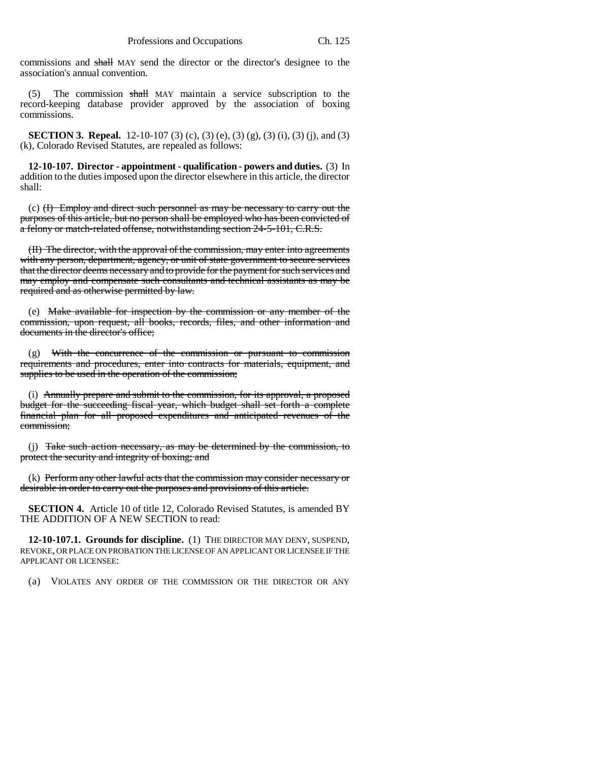commissions and ~~shall~~ MAY send the director or the director's designee to the association's annual convention.

(5) The commission ~~shall~~ MAY maintain a service subscription to the record-keeping database provider approved by the association of boxing commissions.

**SECTION 3. Repeal.** 12-10-107 (3) (c), (3) (e), (3) (g), (3) (i), (3) (j), and (3) (k), Colorado Revised Statutes, are repealed as follows:

**12-10-107. Director - appointment - qualification - powers and duties.** (3) In addition to the duties imposed upon the director elsewhere in this article, the director shall:

(c) ~~(I) Employ and direct such personnel as may be necessary to carry out the purposes of this article, but no person shall be employed who has been convicted of a felony or match-related offense, notwithstanding section 24-5-101, C.R.S.~~

~~(II) The director, with the approval of the commission, may enter into agreements with any person, department, agency, or unit of state government to secure services that the director deems necessary and to provide for the payment for such services and may employ and compensate such consultants and technical assistants as may be required and as otherwise permitted by law.~~

(e) ~~Make available for inspection by the commission or any member of the commission, upon request, all books, records, files, and other information and documents in the director's office;~~

(g) ~~With the concurrence of the commission or pursuant to commission requirements and procedures, enter into contracts for materials, equipment, and supplies to be used in the operation of the commission;~~

(i) ~~Annually prepare and submit to the commission, for its approval, a proposed budget for the succeeding fiscal year, which budget shall set forth a complete financial plan for all proposed expenditures and anticipated revenues of the commission;~~

(j) ~~Take such action necessary, as may be determined by the commission, to protect the security and integrity of boxing; and~~

(k) ~~Perform any other lawful acts that the commission may consider necessary or desirable in order to carry out the purposes and provisions of this article.~~

**SECTION 4.** Article 10 of title 12, Colorado Revised Statutes, is amended BY THE ADDITION OF A NEW SECTION to read:

**12-10-107.1. Grounds for discipline.** (1) THE DIRECTOR MAY DENY, SUSPEND, REVOKE, OR PLACE ON PROBATION THE LICENSE OF AN APPLICANT OR LICENSEE IF THE APPLICANT OR LICENSEE:

(a) VIOLATES ANY ORDER OF THE COMMISSION OR THE DIRECTOR OR ANY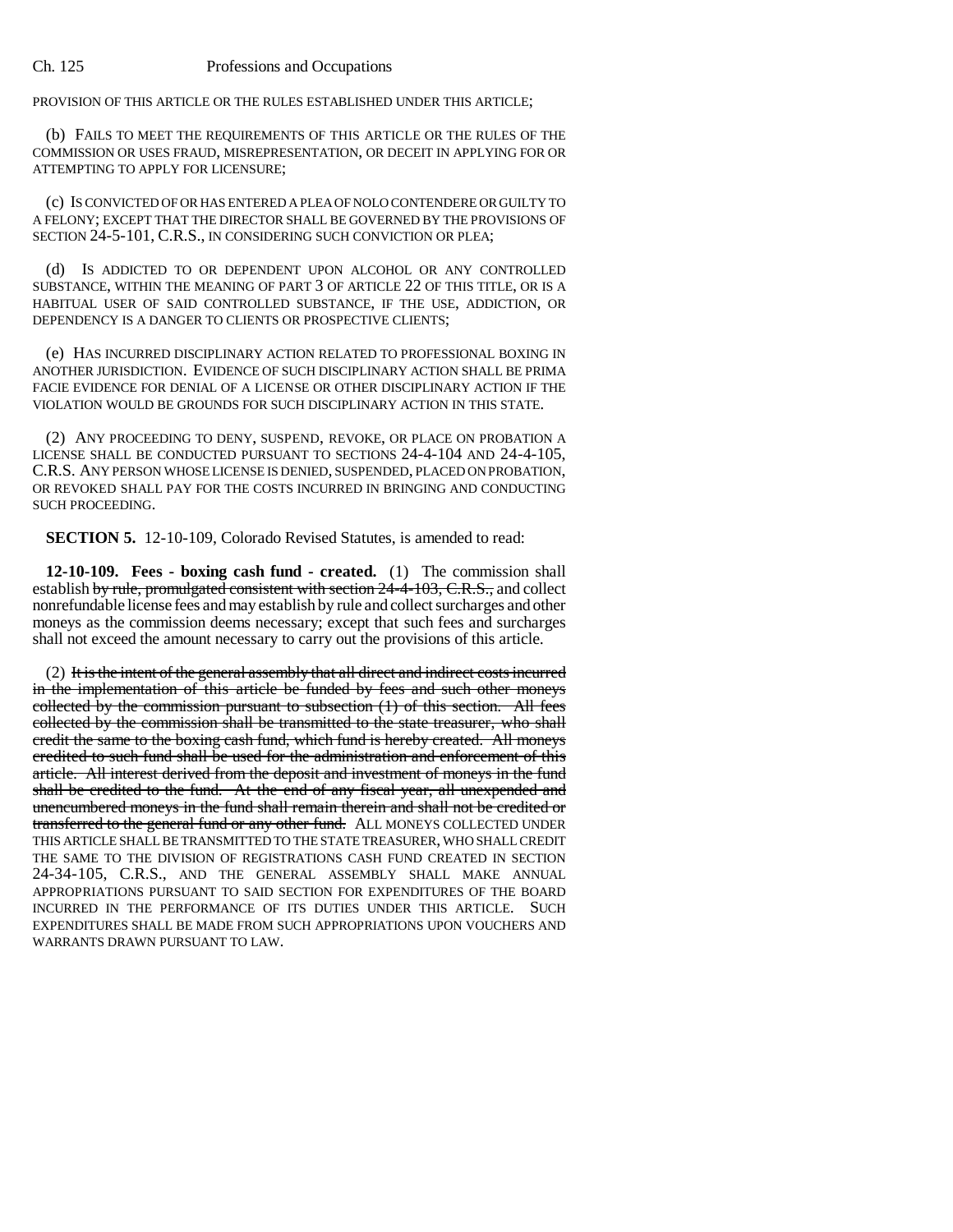PROVISION OF THIS ARTICLE OR THE RULES ESTABLISHED UNDER THIS ARTICLE;

(b) FAILS TO MEET THE REQUIREMENTS OF THIS ARTICLE OR THE RULES OF THE COMMISSION OR USES FRAUD, MISREPRESENTATION, OR DECEIT IN APPLYING FOR OR ATTEMPTING TO APPLY FOR LICENSURE;

(c) IS CONVICTED OF OR HAS ENTERED A PLEA OF NOLO CONTENDERE OR GUILTY TO A FELONY; EXCEPT THAT THE DIRECTOR SHALL BE GOVERNED BY THE PROVISIONS OF SECTION 24-5-101, C.R.S., IN CONSIDERING SUCH CONVICTION OR PLEA;

(d) IS ADDICTED TO OR DEPENDENT UPON ALCOHOL OR ANY CONTROLLED SUBSTANCE, WITHIN THE MEANING OF PART 3 OF ARTICLE 22 OF THIS TITLE, OR IS A HABITUAL USER OF SAID CONTROLLED SUBSTANCE, IF THE USE, ADDICTION, OR DEPENDENCY IS A DANGER TO CLIENTS OR PROSPECTIVE CLIENTS;

(e) HAS INCURRED DISCIPLINARY ACTION RELATED TO PROFESSIONAL BOXING IN ANOTHER JURISDICTION. EVIDENCE OF SUCH DISCIPLINARY ACTION SHALL BE PRIMA FACIE EVIDENCE FOR DENIAL OF A LICENSE OR OTHER DISCIPLINARY ACTION IF THE VIOLATION WOULD BE GROUNDS FOR SUCH DISCIPLINARY ACTION IN THIS STATE.

(2) ANY PROCEEDING TO DENY, SUSPEND, REVOKE, OR PLACE ON PROBATION A LICENSE SHALL BE CONDUCTED PURSUANT TO SECTIONS 24-4-104 AND 24-4-105, C.R.S. ANY PERSON WHOSE LICENSE IS DENIED, SUSPENDED, PLACED ON PROBATION, OR REVOKED SHALL PAY FOR THE COSTS INCURRED IN BRINGING AND CONDUCTING SUCH PROCEEDING.

**SECTION 5.** 12-10-109, Colorado Revised Statutes, is amended to read:

**12-10-109. Fees - boxing cash fund - created.** (1) The commission shall establish ~~by rule, promulgated consistent with section 24-4-103, C.R.S., and~~ collect nonrefundable license fees and may establish by rule and collect surcharges and other moneys as the commission deems necessary; except that such fees and surcharges shall not exceed the amount necessary to carry out the provisions of this article.

(2) ~~It is the intent of the general assembly that all direct and indirect costs incurred in the implementation of this article be funded by fees and such other moneys collected by the commission pursuant to subsection (1) of this section. All fees collected by the commission shall be transmitted to the state treasurer, who shall credit the same to the boxing cash fund, which fund is hereby created. All moneys credited to such fund shall be used for the administration and enforcement of this article. All interest derived from the deposit and investment of moneys in the fund shall be credited to the fund. At the end of any fiscal year, all unexpended and unencumbered moneys in the fund shall remain therein and shall not be credited or transferred to the general fund or any other fund.~~ ALL MONEYS COLLECTED UNDER THIS ARTICLE SHALL BE TRANSMITTED TO THE STATE TREASURER, WHO SHALL CREDIT THE SAME TO THE DIVISION OF REGISTRATIONS CASH FUND CREATED IN SECTION 24-34-105, C.R.S., AND THE GENERAL ASSEMBLY SHALL MAKE ANNUAL APPROPRIATIONS PURSUANT TO SAID SECTION FOR EXPENDITURES OF THE BOARD INCURRED IN THE PERFORMANCE OF ITS DUTIES UNDER THIS ARTICLE. SUCH EXPENDITURES SHALL BE MADE FROM SUCH APPROPRIATIONS UPON VOUCHERS AND WARRANTS DRAWN PURSUANT TO LAW.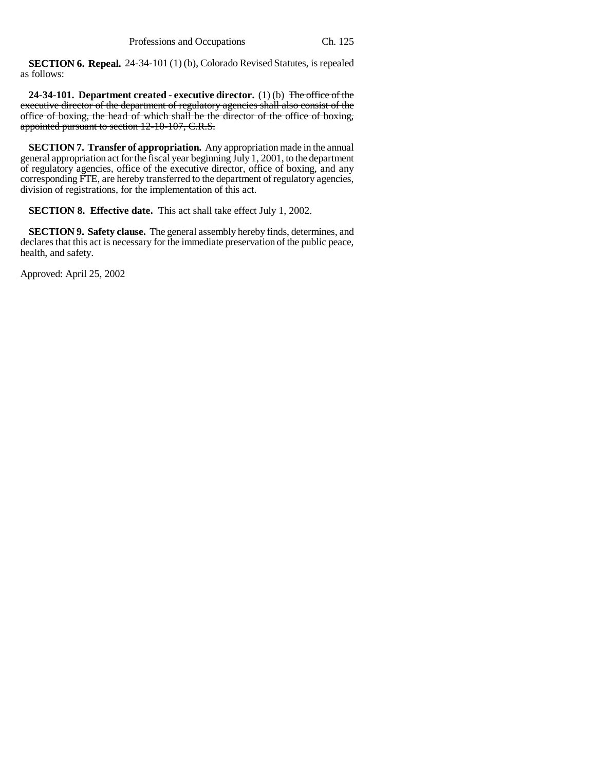**SECTION 6. Repeal.** 24-34-101 (1) (b), Colorado Revised Statutes, is repealed as follows:

**24-34-101. Department created - executive director.** (1) (b) ~~The office of the executive director of the department of regulatory agencies shall also consist of the office of boxing, the head of which shall be the director of the office of boxing, appointed pursuant to section 12-10-107, C.R.S.~~

**SECTION 7. Transfer of appropriation.** Any appropriation made in the annual general appropriation act for the fiscal year beginning July 1, 2001, to the department of regulatory agencies, office of the executive director, office of boxing, and any corresponding FTE, are hereby transferred to the department of regulatory agencies, division of registrations, for the implementation of this act.

**SECTION 8. Effective date.** This act shall take effect July 1, 2002.

**SECTION 9. Safety clause.** The general assembly hereby finds, determines, and declares that this act is necessary for the immediate preservation of the public peace, health, and safety.

Approved: April 25, 2002